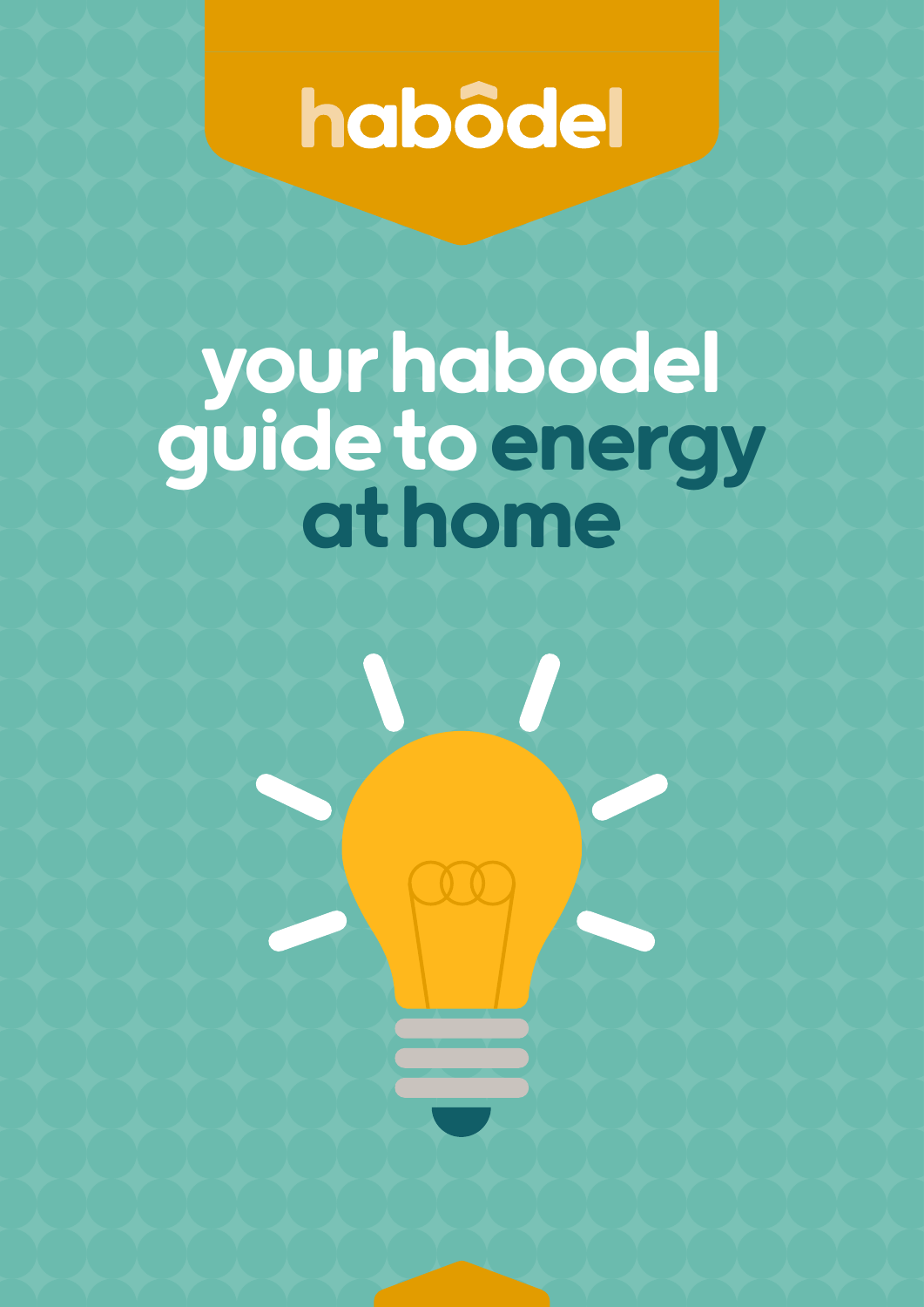habodel

# your habodel guide to energy at home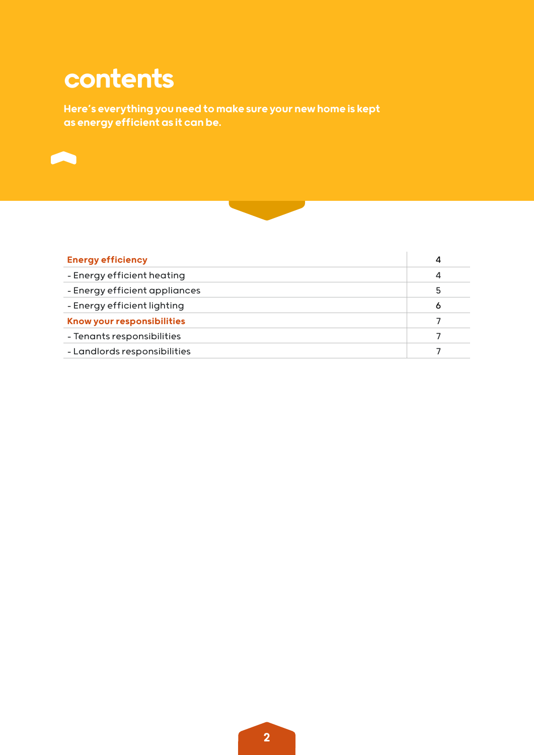# contents

**Here's everything you need to make sure your new home is kept as energy efficient as it can be.**

| | |
|---|---|
| **Energy efficiency** | 4 |
| - Energy efficient heating | 4 |
| - Energy efficient appliances | 5 |
| - Energy efficient lighting | 6 |
| **Know your responsibilities** | 7 |
| - Tenants responsibilities | 7 |
| - Landlords responsibilities | 7 |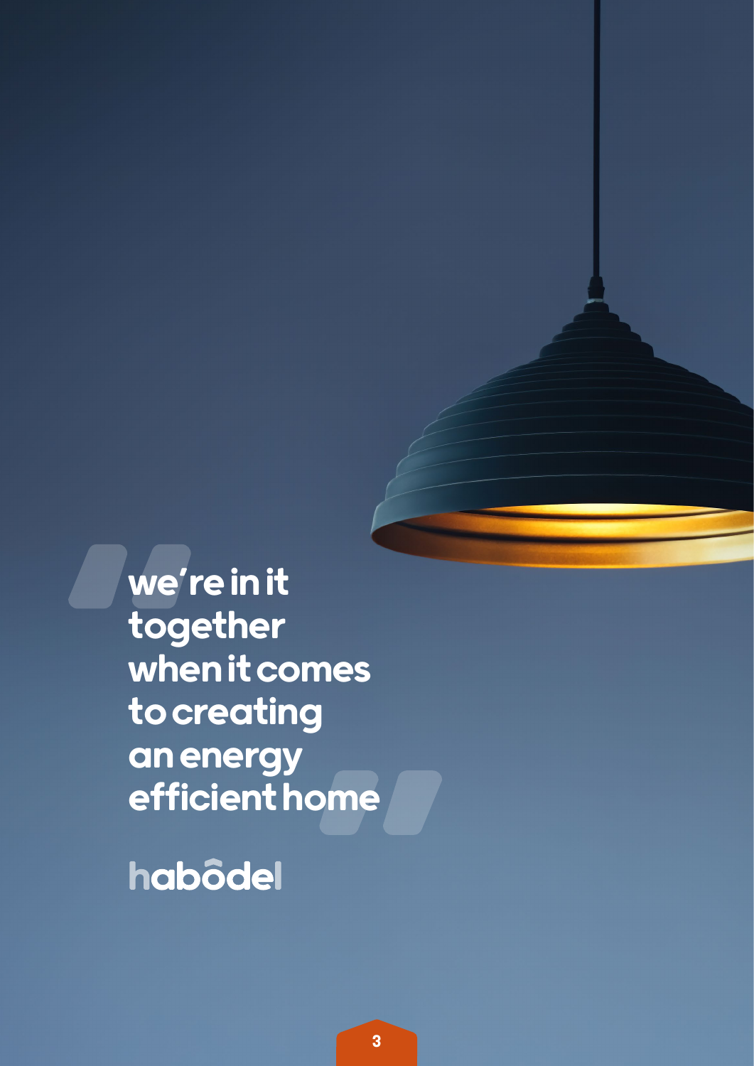**"we're in it together when it comes to creating an energy efficient home"**

habodel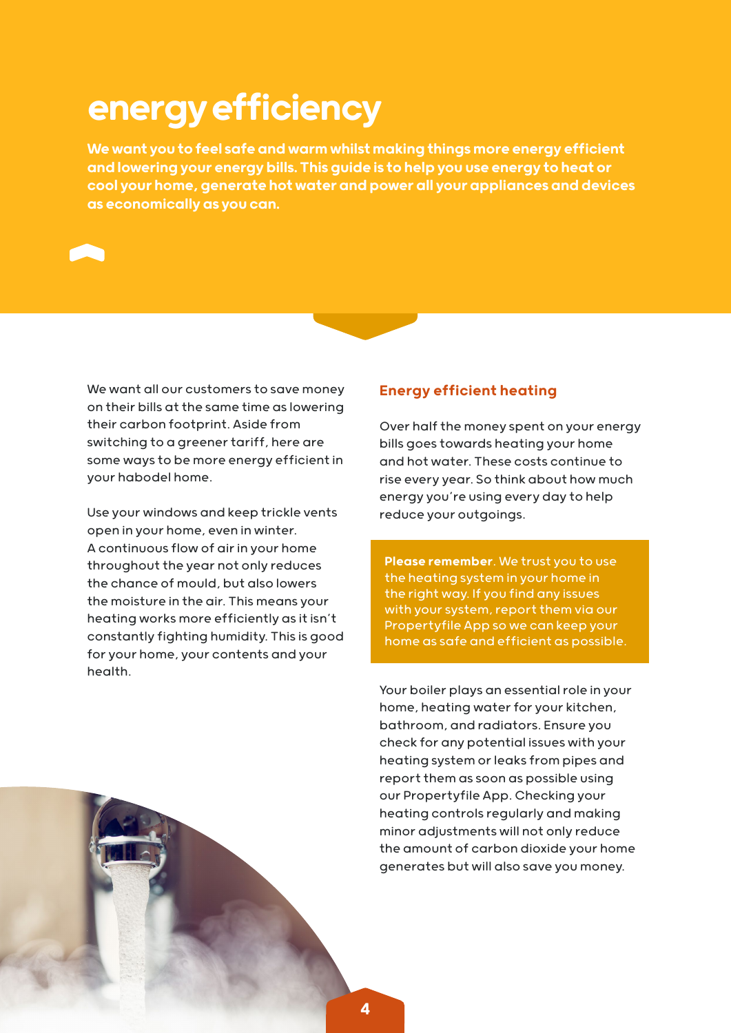# energy efficiency

**We want you to feel safe and warm whilst making things more energy efficient and lowering your energy bills. This guide is to help you use energy to heat or cool your home, generate hot water and power all your appliances and devices as economically as you can.**

We want all our customers to save money on their bills at the same time as lowering their carbon footprint. Aside from switching to a greener tariff, here are some ways to be more energy efficient in your habodel home.

Use your windows and keep trickle vents open in your home, even in winter. A continuous flow of air in your home throughout the year not only reduces the chance of mould, but also lowers the moisture in the air. This means your heating works more efficiently as it isn't constantly fighting humidity. This is good for your home, your contents and your health.

## Energy efficient heating

Over half the money spent on your energy bills goes towards heating your home and hot water. These costs continue to rise every year. So think about how much energy you're using every day to help reduce your outgoings.

**Please remember**. We trust you to use the heating system in your home in the right way. If you find any issues with your system, report them via our Propertyfile App so we can keep your home as safe and efficient as possible.

Your boiler plays an essential role in your home, heating water for your kitchen, bathroom, and radiators. Ensure you check for any potential issues with your heating system or leaks from pipes and report them as soon as possible using our Propertyfile App. Checking your heating controls regularly and making minor adjustments will not only reduce the amount of carbon dioxide your home generates but will also save you money.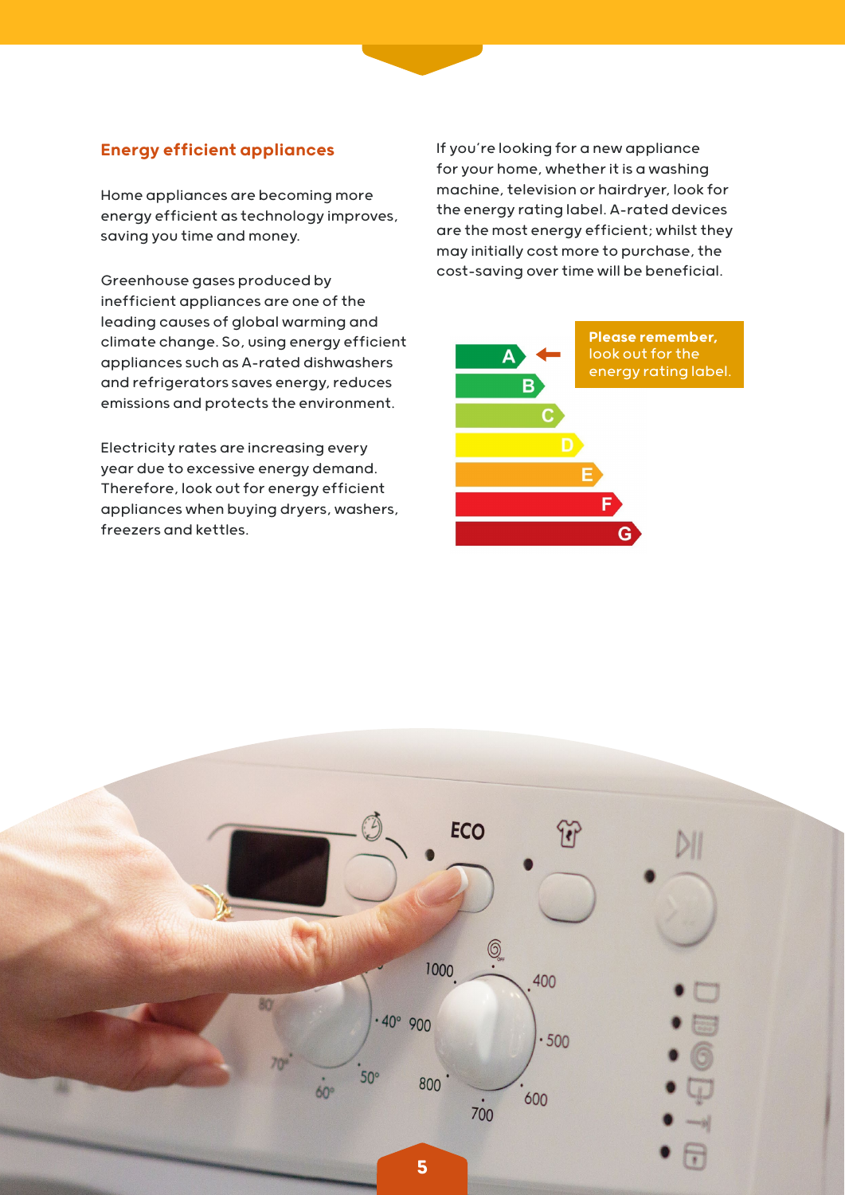## Energy efficient appliances

Home appliances are becoming more energy efficient as technology improves, saving you time and money.

Greenhouse gases produced by inefficient appliances are one of the leading causes of global warming and climate change. So, using energy efficient appliances such as A-rated dishwashers and refrigerators saves energy, reduces emissions and protects the environment.

Electricity rates are increasing every year due to excessive energy demand. Therefore, look out for energy efficient appliances when buying dryers, washers, freezers and kettles.

If you're looking for a new appliance for your home, whether it is a washing machine, television or hairdryer, look for the energy rating label. A-rated devices are the most energy efficient; whilst they may initially cost more to purchase, the cost-saving over time will be beneficial.

**Please remember,** look out for the energy rating label.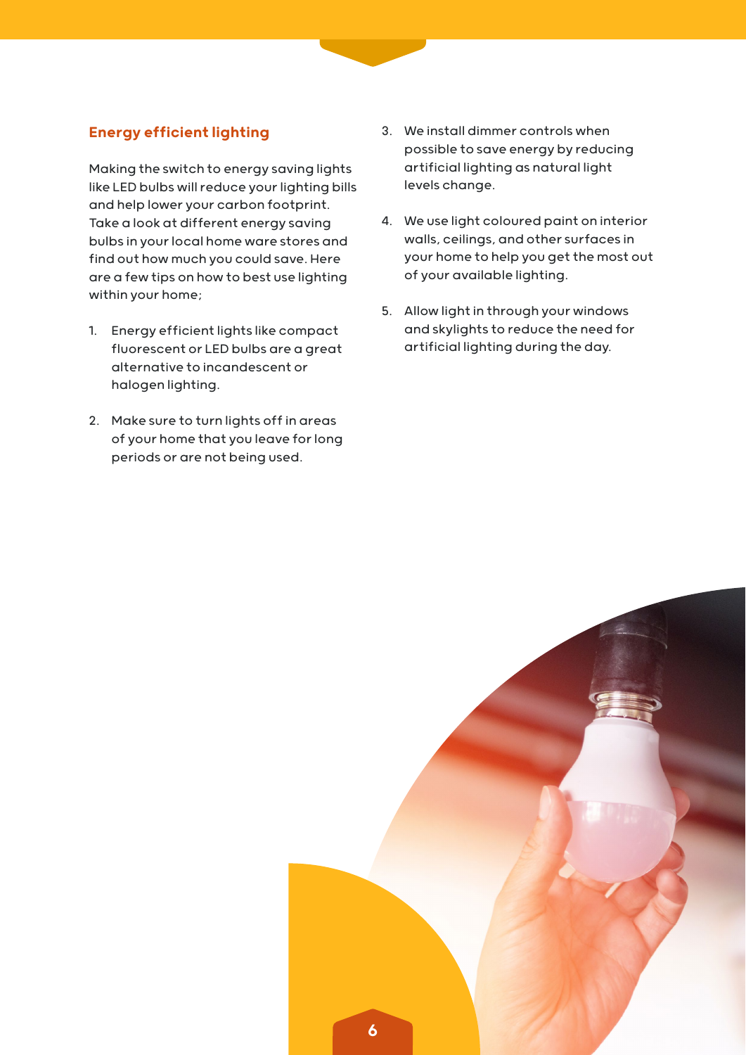## Energy efficient lighting

Making the switch to energy saving lights like LED bulbs will reduce your lighting bills and help lower your carbon footprint. Take a look at different energy saving bulbs in your local home ware stores and find out how much you could save. Here are a few tips on how to best use lighting within your home;

1. Energy efficient lights like compact fluorescent or LED bulbs are a great alternative to incandescent or halogen lighting.

2. Make sure to turn lights off in areas of your home that you leave for long periods or are not being used.

3. We install dimmer controls when possible to save energy by reducing artificial lighting as natural light levels change.

4. We use light coloured paint on interior walls, ceilings, and other surfaces in your home to help you get the most out of your available lighting.

5. Allow light in through your windows and skylights to reduce the need for artificial lighting during the day.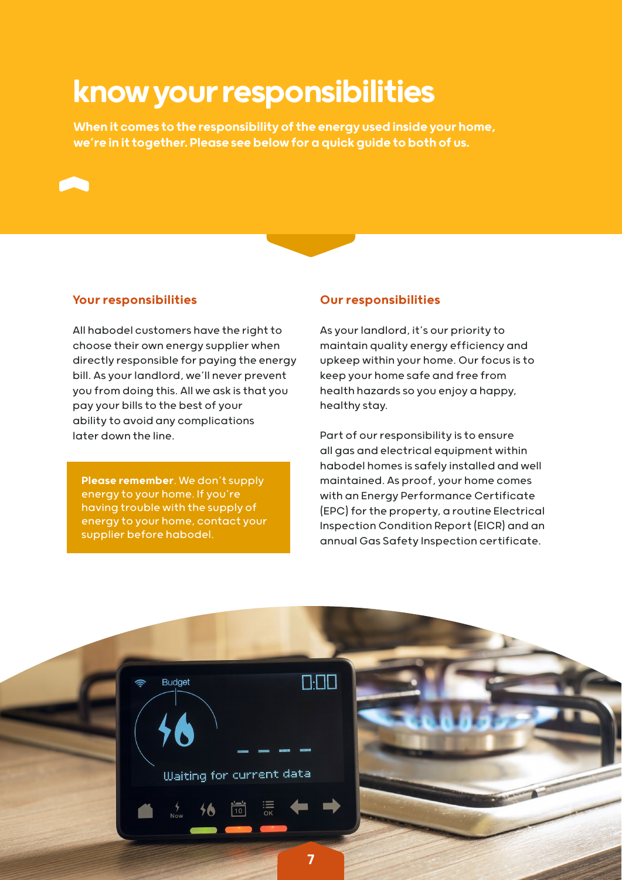# know your responsibilities

**When it comes to the responsibility of the energy used inside your home, we're in it together. Please see below for a quick guide to both of us.**

## Your responsibilities

All habodel customers have the right to choose their own energy supplier when directly responsible for paying the energy bill. As your landlord, we'll never prevent you from doing this. All we ask is that you pay your bills to the best of your ability to avoid any complications later down the line.

**Please remember**. We don't supply energy to your home. If you're having trouble with the supply of energy to your home, contact your supplier before habodel.

## Our responsibilities

As your landlord, it's our priority to maintain quality energy efficiency and upkeep within your home. Our focus is to keep your home safe and free from health hazards so you enjoy a happy, healthy stay.

Part of our responsibility is to ensure all gas and electrical equipment within habodel homes is safely installed and well maintained. As proof, your home comes with an Energy Performance Certificate (EPC) for the property, a routine Electrical Inspection Condition Report (EICR) and an annual Gas Safety Inspection certificate.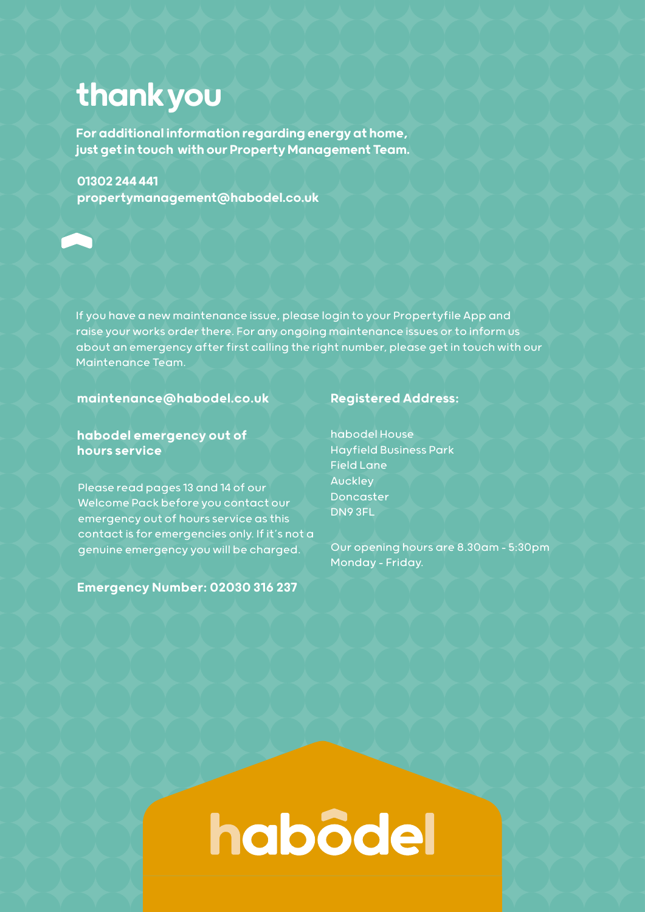# thank you

**For additional information regarding energy at home, just get in touch with our Property Management Team.**

**01302 244 441**
**propertymanagement@habodel.co.uk**

If you have a new maintenance issue, please login to your Propertyfile App and raise your works order there. For any ongoing maintenance issues or to inform us about an emergency after first calling the right number, please get in touch with our Maintenance Team.

**maintenance@habodel.co.uk**

**habodel emergency out of hours service**

Please read pages 13 and 14 of our Welcome Pack before you contact our emergency out of hours service as this contact is for emergencies only. If it's not a genuine emergency you will be charged.

**Emergency Number: 02030 316 237**

**Registered Address:**

habodel House
Hayfield Business Park
Field Lane
Auckley
Doncaster
DN9 3FL

Our opening hours are 8.30am - 5:30pm Monday - Friday.

habodel